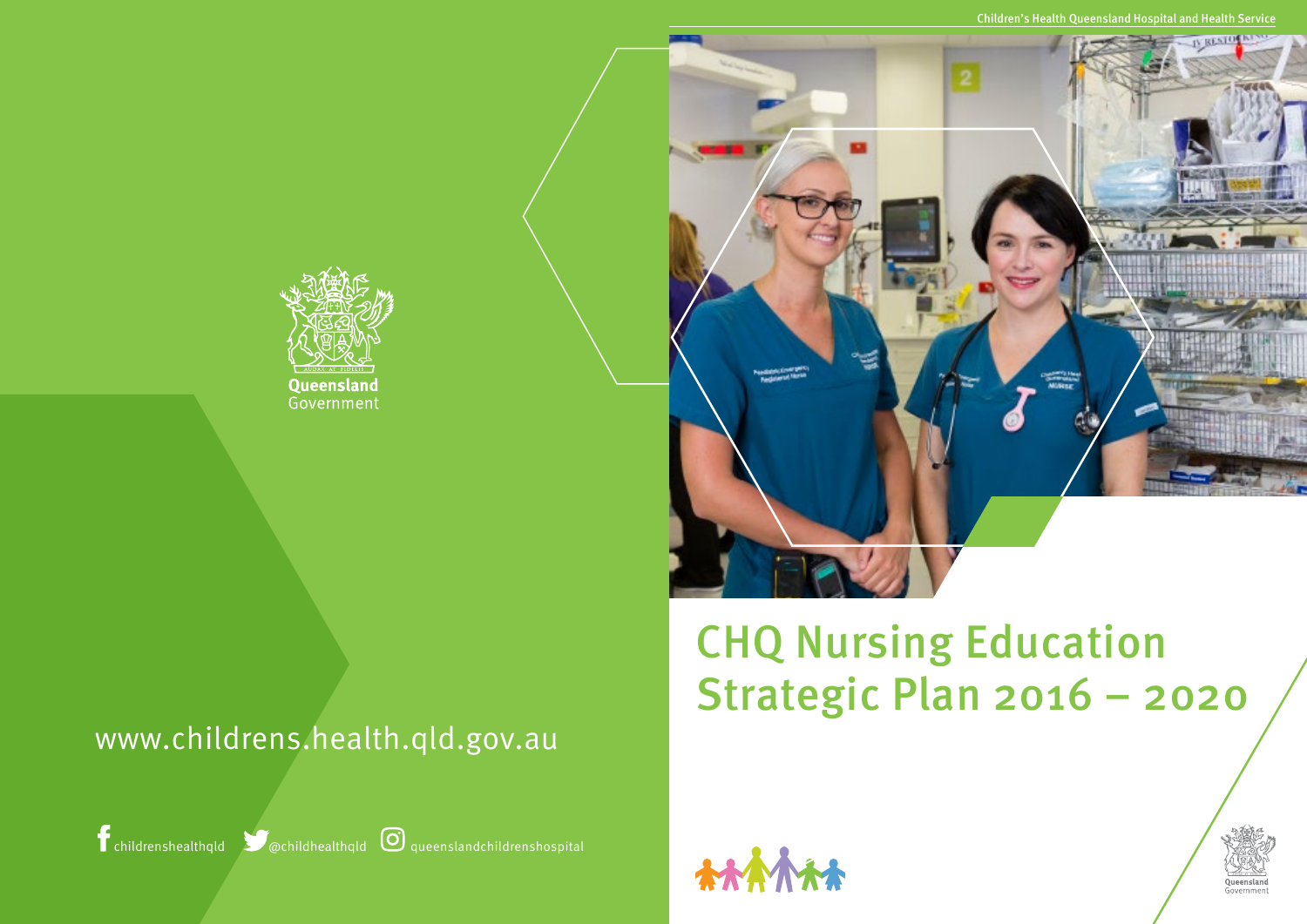Children's Health Queensland Hospital and Health Service

# CHQ Nursing Education Strategic Plan 2016 – 2020

Queensland Government

www.childrens.health.qld.gov.au

childrenshealthqld @childhealthqld queenslandchildrenshospital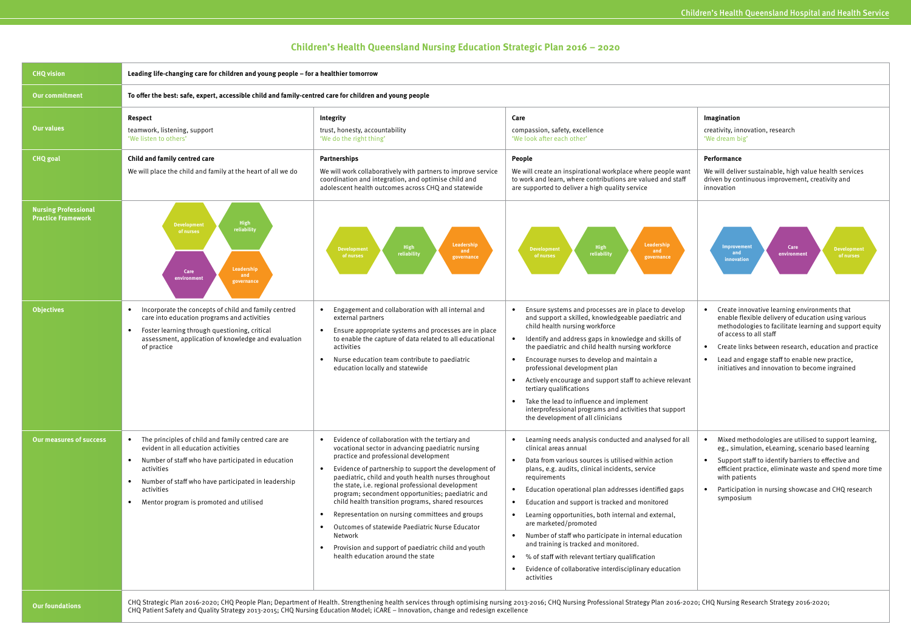# Children's Health Queensland Nursing Education Strategic Plan 2016 – 2020

| | | | | |
|---|---|---|---|---|
| **CHQ vision** | **Leading life-changing care for children and young people – for a healthier tomorrow** | | | |
| **Our commitment** | **To offer the best: safe, expert, accessible child and family-centred care for children and young people** | | | |
| **Our values** | **Respect**<br>teamwork, listening, support<br>'We listen to others' | **Integrity**<br>trust, honesty, accountability<br>'We do the right thing' | **Care**<br>compassion, safety, excellence<br>'We look after each other' | **Imagination**<br>creativity, innovation, research<br>'We dream big' |
| **CHQ goal** | **Child and family centred care**<br>We will place the child and family at the heart of all we do | **Partnerships**<br>We will work collaboratively with partners to improve service coordination and integration, and optimise child and adolescent health outcomes across CHQ and statewide | **People**<br>We will create an inspirational workplace where people want to work and learn, where contributions are valued and staff are supported to deliver a high quality service | **Performance**<br>We will deliver sustainable, high value health services driven by continuous improvement, creativity and innovation |
| **Nursing Professional Practice Framework** | Development of nurses; High reliability; Care environment; Leadership and governance | Development of nurses; High reliability; Leadership and governance | Development of nurses; High reliability; Leadership and governance | Improvement and innovation; Care environment; Development of nurses |
| **Objectives** | • Incorporate the concepts of child and family centred care into education programs and activities<br>• Foster learning through questioning, critical assessment, application of knowledge and evaluation of practice | • Engagement and collaboration with all internal and external partners<br>• Ensure appropriate systems and processes are in place to enable the capture of data related to all educational activities<br>• Nurse education team contribute to paediatric education locally and statewide | • Ensure systems and processes are in place to develop and support a skilled, knowledgeable paediatric and child health nursing workforce<br>• Identify and address gaps in knowledge and skills of the paediatric and child health nursing workforce<br>• Encourage nurses to develop and maintain a professional development plan<br>• Actively encourage and support staff to achieve relevant tertiary qualifications<br>• Take the lead to influence and implement interprofessional programs and activities that support the development of all clinicians | • Create innovative learning environments that enable flexible delivery of education using various methodologies to facilitate learning and support equity of access to all staff<br>• Create links between research, education and practice<br>• Lead and engage staff to enable new practice, initiatives and innovation to become ingrained |
| **Our measures of success** | • The principles of child and family centred care are evident in all education activities<br>• Number of staff who have participated in education activities<br>• Number of staff who have participated in leadership activities<br>• Mentor program is promoted and utilised | • Evidence of collaboration with the tertiary and vocational sector in advancing paediatric nursing practice and professional development<br>• Evidence of partnership to support the development of paediatric, child and youth health nurses throughout the state, i.e. regional professional development program; secondment opportunities; paediatric and child health transition programs, shared resources<br>• Representation on nursing committees and groups<br>• Outcomes of statewide Paediatric Nurse Educator Network<br>• Provision and support of paediatric child and youth health education around the state | • Learning needs analysis conducted and analysed for all clinical areas annual<br>• Data from various sources is utilised within action plans, e.g. audits, clinical incidents, service requirements<br>• Education operational plan addresses identified gaps<br>• Education and support is tracked and monitored<br>• Learning opportunities, both internal and external, are marketed/promoted<br>• Number of staff who participate in internal education and training is tracked and monitored.<br>• % of staff with relevant tertiary qualification<br>• Evidence of collaborative interdisciplinary education activities | • Mixed methodologies are utilised to support learning, eg., simulation, eLearning, scenario based learning<br>• Support staff to identify barriers to effective and efficient practice, eliminate waste and spend more time with patients<br>• Participation in nursing showcase and CHQ research symposium |
| **Our foundations** | CHQ Strategic Plan 2016-2020; CHQ People Plan; Department of Health. Strengthening health services through optimising nursing 2013-2016; CHQ Nursing Professional Strategy Plan 2016-2020; CHQ Nursing Research Strategy 2016-2020; CHQ Patient Safety and Quality Strategy 2013-2015; CHQ Nursing Education Model; iCARE – Innovation, change and redesign excellence | | | |